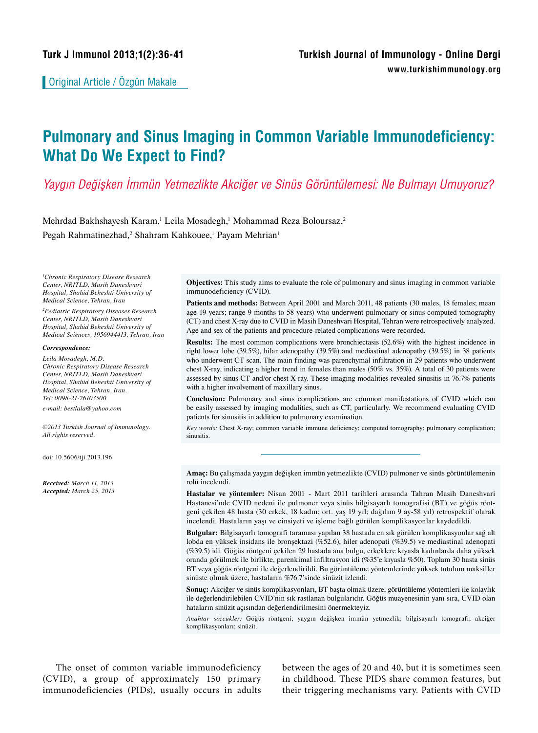Original Article / Özgün Makale

# Pulmonary and Sinus Imaging in Common Variable Immunodeficiency: What Do We Expect to Find?

*Yaygın Değişken İmmün Yetmezlikte Akciğer ve Sinüs Görüntülemesi: Ne Bulmayı Umuyoruz?*

Mehrdad Bakhshayesh Karam,[1] Leila Mosadegh,[1] Mohammad Reza Boloursaz,[2] Pegah Rahmatinezhad,[2] Shahram Kahkouee,[1] Payam Mehrian[1]

*[1]Chronic Respiratory Disease Research Center, NRITLD, Masih Daneshvari Hospital, Shahid Beheshti University of Medical Science, Tehran, Iran*

*[2]Pediatric Respiratory Diseases Research Center, NRITLD, Masih Daneshvari Hospital, Shahid Beheshti University of Medical Sciences, 1956944413, Tehran, Iran*

***Correspondence:***

*Leila Mosadegh, M.D.*
*Chronic Respiratory Disease Research Center, NRITLD, Masih Daneshvari Hospital, Shahid Beheshti University of Medical Science, Tehran, Iran.*
*Tel: 0098-21-26103500*

*e-mail: bestlala@yahoo.com*

*©2013 Turkish Journal of Immunology. All rights reserved.*

doi: 10.5606/tji.2013.196

***Received:*** *March 11, 2013*
***Accepted:*** *March 25, 2013*

**Objectives:** This study aims to evaluate the role of pulmonary and sinus imaging in common variable immunodeficiency (CVID).

**Patients and methods:** Between April 2001 and March 2011, 48 patients (30 males, 18 females; mean age 19 years; range 9 months to 58 years) who underwent pulmonary or sinus computed tomography (CT) and chest X-ray due to CVID in Masih Daneshvari Hospital, Tehran were retrospectively analyzed. Age and sex of the patients and procedure-related complications were recorded.

**Results:** The most common complications were bronchiectasis (52.6%) with the highest incidence in right lower lobe (39.5%), hilar adenopathy (39.5%) and mediastinal adenopathy (39.5%) in 38 patients who underwent CT scan. The main finding was parenchymal infiltration in 29 patients who underwent chest X-ray, indicating a higher trend in females than males (50% vs. 35%). A total of 30 patients were assessed by sinus CT and/or chest X-ray. These imaging modalities revealed sinusitis in 76.7% patients with a higher involvement of maxillary sinus.

**Conclusion:** Pulmonary and sinus complications are common manifestations of CVID which can be easily assessed by imaging modalities, such as CT, particularly. We recommend evaluating CVID patients for sinusitis in addition to pulmonary examination.

*Key words:* Chest X-ray; common variable immune deficiency; computed tomography; pulmonary complication; sinusitis.

**Amaç:** Bu çalışmada yaygın değişken immün yetmezlikte (CVID) pulmoner ve sinüs görüntülemenin rolü incelendi.

**Hastalar ve yöntemler:** Nisan 2001 - Mart 2011 tarihleri arasında Tahran Masih Daneshvari Hastanesi'nde CVID nedeni ile pulmoner veya sinüs bilgisayarlı tomografisi (BT) ve göğüs röntgeni çekilen 48 hasta (30 erkek, 18 kadın; ort. yaş 19 yıl; dağılım 9 ay-58 yıl) retrospektif olarak incelendi. Hastaların yaşı ve cinsiyeti ve işleme bağlı görülen komplikasyonlar kaydedildi.

**Bulgular:** Bilgisayarlı tomografi taraması yapılan 38 hastada en sık görülen komplikasyonlar sağ alt lobda en yüksek insidans ile bronşektazi (%52.6), hiler adenopati (%39.5) ve mediastinal adenopati (%39.5) idi. Göğüs röntgeni çekilen 29 hastada ana bulgu, erkeklere kıyasla kadınlarda daha yüksek oranda görülmek ile birlikte, parenkimal infiltrasyon idi (%35'e kıyasla %50). Toplam 30 hasta sinüs BT veya göğüs röntgeni ile değerlendirildi. Bu görüntüleme yöntemlerinde yüksek tutulum maksiller sinüste olmak üzere, hastaların %76.7'sinde sinüzit izlendi.

**Sonuç:** Akciğer ve sinüs komplikasyonları, BT başta olmak üzere, görüntüleme yöntemleri ile kolaylık ile değerlendirilebilen CVID'nin sık rastlanan bulgularıdır. Göğüs muayenesinin yanı sıra, CVID olan hataların sinüzit açısından değerlendirilmesini önermekteyiz.

*Anahtar sözcükler:* Göğüs röntgeni; yaygın değişken immün yetmezlik; bilgisayarlı tomografi; akciğer komplikasyonları; sinüzit.

The onset of common variable immunodeficiency (CVID), a group of approximately 150 primary immunodeficiencies (PIDs), usually occurs in adults between the ages of 20 and 40, but it is sometimes seen in childhood. These PIDS share common features, but their triggering mechanisms vary. Patients with CVID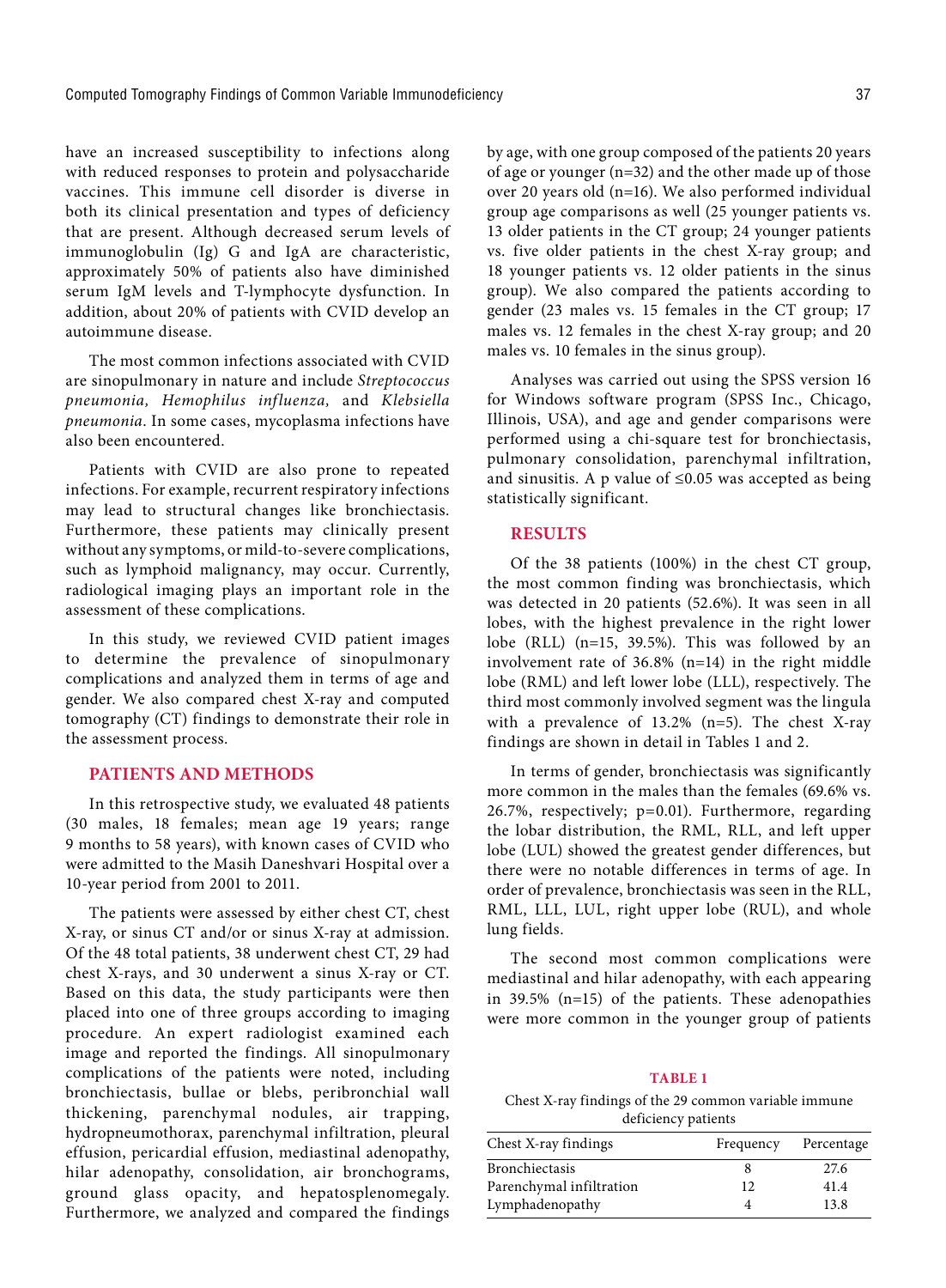have an increased susceptibility to infections along with reduced responses to protein and polysaccharide vaccines. This immune cell disorder is diverse in both its clinical presentation and types of deficiency that are present. Although decreased serum levels of immunoglobulin (Ig) G and IgA are characteristic, approximately 50% of patients also have diminished serum IgM levels and T-lymphocyte dysfunction. In addition, about 20% of patients with CVID develop an autoimmune disease.

The most common infections associated with CVID are sinopulmonary in nature and include *Streptococcus pneumonia, Hemophilus influenza,* and *Klebsiella pneumonia*. In some cases, mycoplasma infections have also been encountered.

Patients with CVID are also prone to repeated infections. For example, recurrent respiratory infections may lead to structural changes like bronchiectasis. Furthermore, these patients may clinically present without any symptoms, or mild-to-severe complications, such as lymphoid malignancy, may occur. Currently, radiological imaging plays an important role in the assessment of these complications.

In this study, we reviewed CVID patient images to determine the prevalence of sinopulmonary complications and analyzed them in terms of age and gender. We also compared chest X-ray and computed tomography (CT) findings to demonstrate their role in the assessment process.

## PATIENTS AND METHODS

In this retrospective study, we evaluated 48 patients (30 males, 18 females; mean age 19 years; range 9 months to 58 years), with known cases of CVID who were admitted to the Masih Daneshvari Hospital over a 10-year period from 2001 to 2011.

The patients were assessed by either chest CT, chest X-ray, or sinus CT and/or sinus X-ray at admission. Of the 48 total patients, 38 underwent chest CT, 29 had chest X-rays, and 30 underwent a sinus X-ray or CT. Based on this data, the study participants were then placed into one of three groups according to imaging procedure. An expert radiologist examined each image and reported the findings. All sinopulmonary complications of the patients were noted, including bronchiectasis, bullae or blebs, peribronchial wall thickening, parenchymal nodules, air trapping, hydropneumothorax, parenchymal infiltration, pleural effusion, pericardial effusion, mediastinal adenopathy, hilar adenopathy, consolidation, air bronchograms, ground glass opacity, and hepatosplenomegaly. Furthermore, we analyzed and compared the findings by age, with one group composed of the patients 20 years of age or younger (n=32) and the other made up of those over 20 years old (n=16). We also performed individual group age comparisons as well (25 younger patients vs. 13 older patients in the CT group; 24 younger patients vs. five older patients in the chest X-ray group; and 18 younger patients vs. 12 older patients in the sinus group). We also compared the patients according to gender (23 males vs. 15 females in the CT group; 17 males vs. 12 females in the chest X-ray group; and 20 males vs. 10 females in the sinus group).

Analyses was carried out using the SPSS version 16 for Windows software program (SPSS Inc., Chicago, Illinois, USA), and age and gender comparisons were performed using a chi-square test for bronchiectasis, pulmonary consolidation, parenchymal infiltration, and sinusitis. A p value of ≤0.05 was accepted as being statistically significant.

## RESULTS

Of the 38 patients (100%) in the chest CT group, the most common finding was bronchiectasis, which was detected in 20 patients (52.6%). It was seen in all lobes, with the highest prevalence in the right lower lobe (RLL) (n=15, 39.5%). This was followed by an involvement rate of 36.8% (n=14) in the right middle lobe (RML) and left lower lobe (LLL), respectively. The third most commonly involved segment was the lingula with a prevalence of 13.2% (n=5). The chest X-ray findings are shown in detail in Tables 1 and 2.

In terms of gender, bronchiectasis was significantly more common in the males than the females (69.6% vs. 26.7%, respectively; p=0.01). Furthermore, regarding the lobar distribution, the RML, RLL, and left upper lobe (LUL) showed the greatest gender differences, but there were no notable differences in terms of age. In order of prevalence, bronchiectasis was seen in the RLL, RML, LLL, LUL, right upper lobe (RUL), and whole lung fields.

The second most common complications were mediastinal and hilar adenopathy, with each appearing in 39.5% (n=15) of the patients. These adenopathies were more common in the younger group of patients

**TABLE 1**

Chest X-ray findings of the 29 common variable immune deficiency patients

| Chest X-ray findings | Frequency | Percentage |
|---|---|---|
| Bronchiectasis | 8 | 27.6 |
| Parenchymal infiltration | 12 | 41.4 |
| Lymphadenopathy | 4 | 13.8 |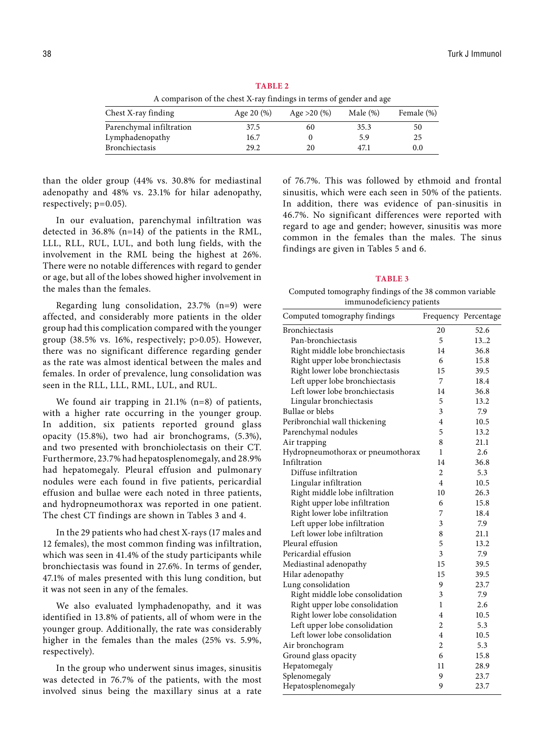**TABLE 2**

A comparison of the chest X-ray findings in terms of gender and age

| Chest X-ray finding | Age 20 (%) | Age >20 (%) | Male (%) | Female (%) |
|---|---|---|---|---|
| Parenchymal infiltration | 37.5 | 60 | 35.3 | 50 |
| Lymphadenopathy | 16.7 | 0 | 5.9 | 25 |
| Bronchiectasis | 29.2 | 20 | 47.1 | 0.0 |

than the older group (44% vs. 30.8% for mediastinal adenopathy and 48% vs. 23.1% for hilar adenopathy, respectively; p=0.05).

In our evaluation, parenchymal infiltration was detected in 36.8% (n=14) of the patients in the RML, LLL, RLL, RUL, LUL, and both lung fields, with the involvement in the RML being the highest at 26%. There were no notable differences with regard to gender or age, but all of the lobes showed higher involvement in the males than the females.

Regarding lung consolidation, 23.7% (n=9) were affected, and considerably more patients in the older group had this complication compared with the younger group (38.5% vs. 16%, respectively; p>0.05). However, there was no significant difference regarding gender as the rate was almost identical between the males and females. In order of prevalence, lung consolidation was seen in the RLL, LLL, RML, LUL, and RUL.

We found air trapping in 21.1% (n=8) of patients, with a higher rate occurring in the younger group. In addition, six patients reported ground glass opacity (15.8%), two had air bronchograms, (5.3%), and two presented with bronchiolectasis on their CT. Furthermore, 23.7% had hepatosplenomegaly, and 28.9% had hepatomegaly. Pleural effusion and pulmonary nodules were each found in five patients, pericardial effusion and bullae were each noted in three patients, and hydropneumothorax was reported in one patient. The chest CT findings are shown in Tables 3 and 4.

In the 29 patients who had chest X-rays (17 males and 12 females), the most common finding was infiltration, which was seen in 41.4% of the study participants while bronchiectasis was found in 27.6%. In terms of gender, 47.1% of males presented with this lung condition, but it was not seen in any of the females.

We also evaluated lymphadenopathy, and it was identified in 13.8% of patients, all of whom were in the younger group. Additionally, the rate was considerably higher in the females than the males (25% vs. 5.9%, respectively).

In the group who underwent sinus images, sinusitis was detected in 76.7% of the patients, with the most involved sinus being the maxillary sinus at a rate of 76.7%. This was followed by ethmoid and frontal sinusitis, which were each seen in 50% of the patients. In addition, there was evidence of pan-sinusitis in 46.7%. No significant differences were reported with regard to age and gender; however, sinusitis was more common in the females than the males. The sinus findings are given in Tables 5 and 6.

**TABLE 3**

Computed tomography findings of the 38 common variable immunodeficiency patients

| Computed tomography findings | Frequency | Percentage |
|---|---|---|
| Bronchiectasis | 20 | 52.6 |
| Pan-bronchiectasis | 5 | 13..2 |
| Right middle lobe bronchiectasis | 14 | 36.8 |
| Right upper lobe bronchiectasis | 6 | 15.8 |
| Right lower lobe bronchiectasis | 15 | 39.5 |
| Left upper lobe bronchiectasis | 7 | 18.4 |
| Left lower lobe bronchiectasis | 14 | 36.8 |
| Lingular bronchiectasis | 5 | 13.2 |
| Bullae or blebs | 3 | 7.9 |
| Peribronchial wall thickening | 4 | 10.5 |
| Parenchymal nodules | 5 | 13.2 |
| Air trapping | 8 | 21.1 |
| Hydropneumothorax or pneumothorax | 1 | 2.6 |
| Infiltration | 14 | 36.8 |
| Diffuse infiltration | 2 | 5.3 |
| Lingular infiltration | 4 | 10.5 |
| Right middle lobe infiltration | 10 | 26.3 |
| Right upper lobe infiltration | 6 | 15.8 |
| Right lower lobe infiltration | 7 | 18.4 |
| Left upper lobe infiltration | 3 | 7.9 |
| Left lower lobe infiltration | 8 | 21.1 |
| Pleural effusion | 5 | 13.2 |
| Pericardial effusion | 3 | 7.9 |
| Mediastinal adenopathy | 15 | 39.5 |
| Hilar adenopathy | 15 | 39.5 |
| Lung consolidation | 9 | 23.7 |
| Right middle lobe consolidation | 3 | 7.9 |
| Right upper lobe consolidation | 1 | 2.6 |
| Right lower lobe consolidation | 4 | 10.5 |
| Left upper lobe consolidation | 2 | 5.3 |
| Left lower lobe consolidation | 4 | 10.5 |
| Air bronchogram | 2 | 5.3 |
| Ground glass opacity | 6 | 15.8 |
| Hepatomegaly | 11 | 28.9 |
| Splenomegaly | 9 | 23.7 |
| Hepatosplenomegaly | 9 | 23.7 |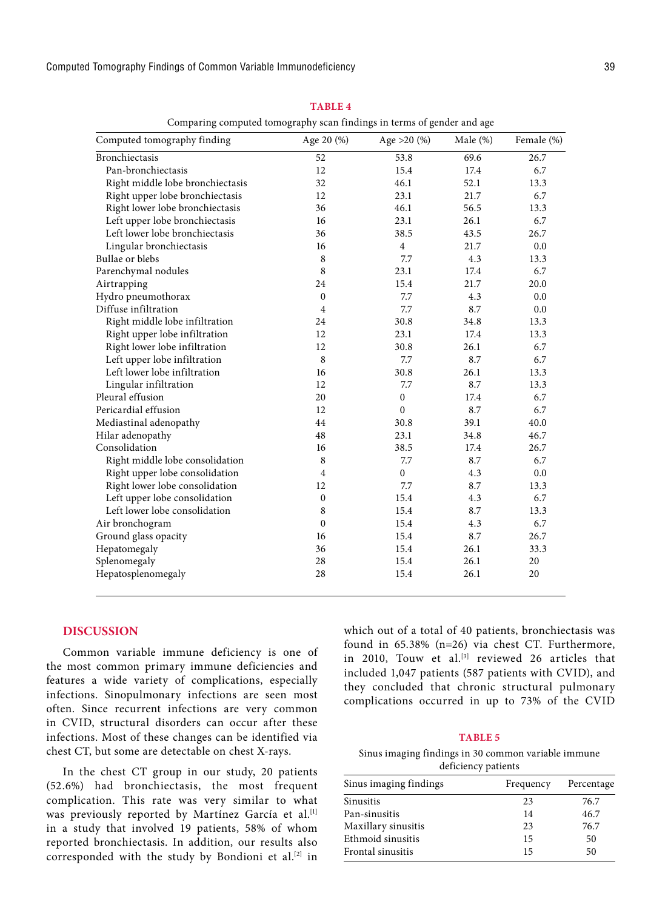**TABLE 4**

Comparing computed tomography scan findings in terms of gender and age

| Computed tomography finding | Age 20 (%) | Age >20 (%) | Male (%) | Female (%) |
|---|---|---|---|---|
| Bronchiectasis | 52 | 53.8 | 69.6 | 26.7 |
| Pan-bronchiectasis | 12 | 15.4 | 17.4 | 6.7 |
| Right middle lobe bronchiectasis | 32 | 46.1 | 52.1 | 13.3 |
| Right upper lobe bronchiectasis | 12 | 23.1 | 21.7 | 6.7 |
| Right lower lobe bronchiectasis | 36 | 46.1 | 56.5 | 13.3 |
| Left upper lobe bronchiectasis | 16 | 23.1 | 26.1 | 6.7 |
| Left lower lobe bronchiectasis | 36 | 38.5 | 43.5 | 26.7 |
| Lingular bronchiectasis | 16 | 4 | 21.7 | 0.0 |
| Bullae or blebs | 8 | 7.7 | 4.3 | 13.3 |
| Parenchymal nodules | 8 | 23.1 | 17.4 | 6.7 |
| Airtrapping | 24 | 15.4 | 21.7 | 20.0 |
| Hydro pneumothorax | 0 | 7.7 | 4.3 | 0.0 |
| Diffuse infiltration | 4 | 7.7 | 8.7 | 0.0 |
| Right middle lobe infiltration | 24 | 30.8 | 34.8 | 13.3 |
| Right upper lobe infiltration | 12 | 23.1 | 17.4 | 13.3 |
| Right lower lobe infiltration | 12 | 30.8 | 26.1 | 6.7 |
| Left upper lobe infiltration | 8 | 7.7 | 8.7 | 6.7 |
| Left lower lobe infiltration | 16 | 30.8 | 26.1 | 13.3 |
| Lingular infiltration | 12 | 7.7 | 8.7 | 13.3 |
| Pleural effusion | 20 | 0 | 17.4 | 6.7 |
| Pericardial effusion | 12 | 0 | 8.7 | 6.7 |
| Mediastinal adenopathy | 44 | 30.8 | 39.1 | 40.0 |
| Hilar adenopathy | 48 | 23.1 | 34.8 | 46.7 |
| Consolidation | 16 | 38.5 | 17.4 | 26.7 |
| Right middle lobe consolidation | 8 | 7.7 | 8.7 | 6.7 |
| Right upper lobe consolidation | 4 | 0 | 4.3 | 0.0 |
| Right lower lobe consolidation | 12 | 7.7 | 8.7 | 13.3 |
| Left upper lobe consolidation | 0 | 15.4 | 4.3 | 6.7 |
| Left lower lobe consolidation | 8 | 15.4 | 8.7 | 13.3 |
| Air bronchogram | 0 | 15.4 | 4.3 | 6.7 |
| Ground glass opacity | 16 | 15.4 | 8.7 | 26.7 |
| Hepatomegaly | 36 | 15.4 | 26.1 | 33.3 |
| Splenomegaly | 28 | 15.4 | 26.1 | 20 |
| Hepatosplenomegaly | 28 | 15.4 | 26.1 | 20 |

## DISCUSSION

Common variable immune deficiency is one of the most common primary immune deficiencies and features a wide variety of complications, especially infections. Sinopulmonary infections are seen most often. Since recurrent infections are very common in CVID, structural disorders can occur after these infections. Most of these changes can be identified via chest CT, but some are detectable on chest X-rays.

In the chest CT group in our study, 20 patients (52.6%) had bronchiectasis, the most frequent complication. This rate was very similar to what was previously reported by Martínez García et al.[1] in a study that involved 19 patients, 58% of whom reported bronchiectasis. In addition, our results also corresponded with the study by Bondioni et al.[2] in which out of a total of 40 patients, bronchiectasis was found in 65.38% (n=26) via chest CT. Furthermore, in 2010, Touw et al.[3] reviewed 26 articles that included 1,047 patients (587 patients with CVID), and they concluded that chronic structural pulmonary complications occurred in up to 73% of the CVID

**TABLE 5**

Sinus imaging findings in 30 common variable immune deficiency patients

| Sinus imaging findings | Frequency | Percentage |
|---|---|---|
| Sinusitis | 23 | 76.7 |
| Pan-sinusitis | 14 | 46.7 |
| Maxillary sinusitis | 23 | 76.7 |
| Ethmoid sinusitis | 15 | 50 |
| Frontal sinusitis | 15 | 50 |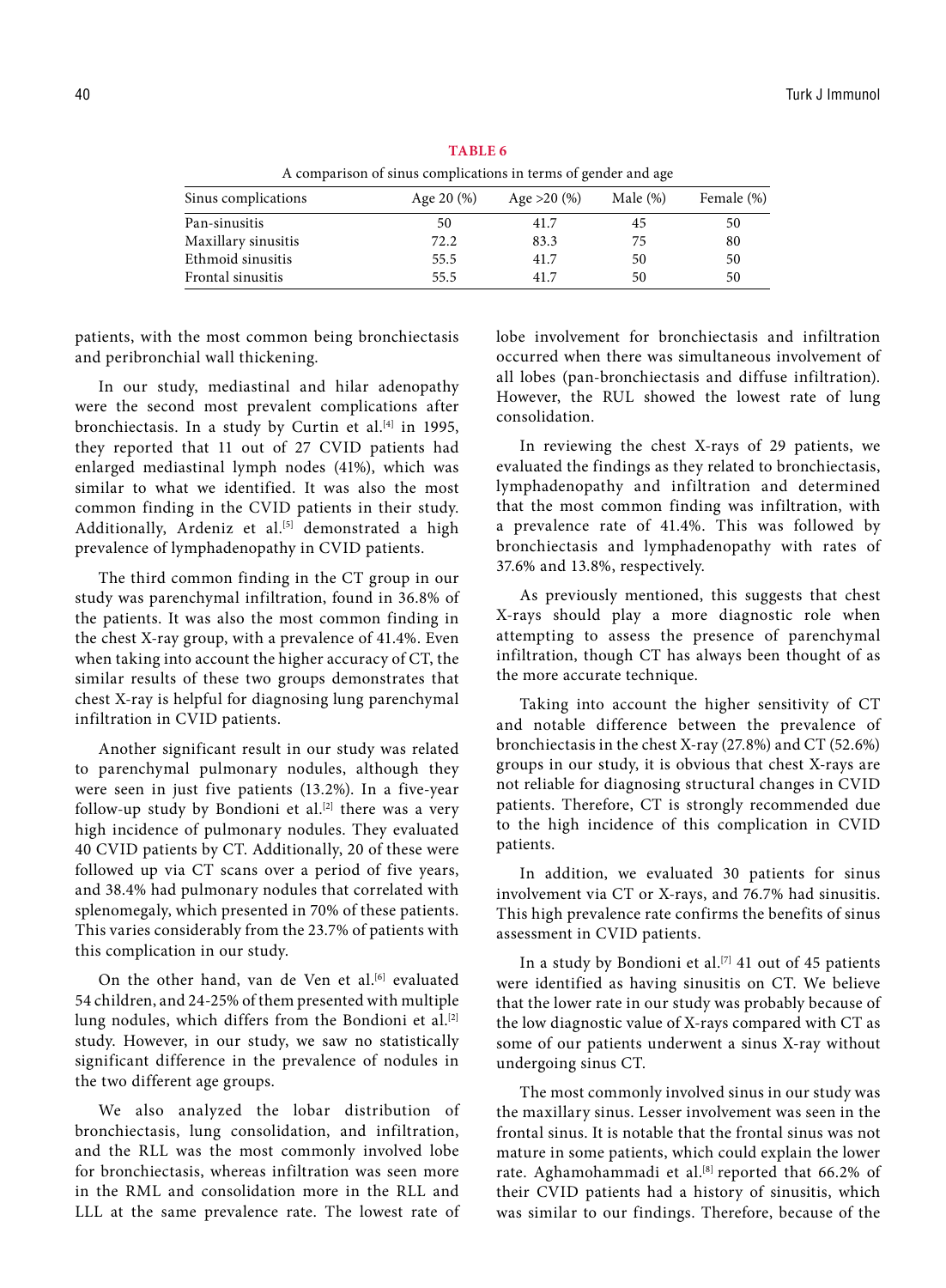**TABLE 6**

A comparison of sinus complications in terms of gender and age

| Sinus complications | Age 20 (%) | Age >20 (%) | Male (%) | Female (%) |
|---|---|---|---|---|
| Pan-sinusitis | 50 | 41.7 | 45 | 50 |
| Maxillary sinusitis | 72.2 | 83.3 | 75 | 80 |
| Ethmoid sinusitis | 55.5 | 41.7 | 50 | 50 |
| Frontal sinusitis | 55.5 | 41.7 | 50 | 50 |

patients, with the most common being bronchiectasis and peribronchial wall thickening.

In our study, mediastinal and hilar adenopathy were the second most prevalent complications after bronchiectasis. In a study by Curtin et al.[4] in 1995, they reported that 11 out of 27 CVID patients had enlarged mediastinal lymph nodes (41%), which was similar to what we identified. It was also the most common finding in the CVID patients in their study. Additionally, Ardeniz et al.[5] demonstrated a high prevalence of lymphadenopathy in CVID patients.

The third common finding in the CT group in our study was parenchymal infiltration, found in 36.8% of the patients. It was also the most common finding in the chest X-ray group, with a prevalence of 41.4%. Even when taking into account the higher accuracy of CT, the similar results of these two groups demonstrates that chest X-ray is helpful for diagnosing lung parenchymal infiltration in CVID patients.

Another significant result in our study was related to parenchymal pulmonary nodules, although they were seen in just five patients (13.2%). In a five-year follow-up study by Bondioni et al.[2] there was a very high incidence of pulmonary nodules. They evaluated 40 CVID patients by CT. Additionally, 20 of these were followed up via CT scans over a period of five years, and 38.4% had pulmonary nodules that correlated with splenomegaly, which presented in 70% of these patients. This varies considerably from the 23.7% of patients with this complication in our study.

On the other hand, van de Ven et al.[6] evaluated 54 children, and 24-25% of them presented with multiple lung nodules, which differs from the Bondioni et al.[2] study. However, in our study, we saw no statistically significant difference in the prevalence of nodules in the two different age groups.

We also analyzed the lobar distribution of bronchiectasis, lung consolidation, and infiltration, and the RLL was the most commonly involved lobe for bronchiectasis, whereas infiltration was seen more in the RML and consolidation more in the RLL and LLL at the same prevalence rate. The lowest rate of lobe involvement for bronchiectasis and infiltration occurred when there was simultaneous involvement of all lobes (pan-bronchiectasis and diffuse infiltration). However, the RUL showed the lowest rate of lung consolidation.

In reviewing the chest X-rays of 29 patients, we evaluated the findings as they related to bronchiectasis, lymphadenopathy and infiltration and determined that the most common finding was infiltration, with a prevalence rate of 41.4%. This was followed by bronchiectasis and lymphadenopathy with rates of 37.6% and 13.8%, respectively.

As previously mentioned, this suggests that chest X-rays should play a more diagnostic role when attempting to assess the presence of parenchymal infiltration, though CT has always been thought of as the more accurate technique.

Taking into account the higher sensitivity of CT and notable difference between the prevalence of bronchiectasis in the chest X-ray (27.8%) and CT (52.6%) groups in our study, it is obvious that chest X-rays are not reliable for diagnosing structural changes in CVID patients. Therefore, CT is strongly recommended due to the high incidence of this complication in CVID patients.

In addition, we evaluated 30 patients for sinus involvement via CT or X-rays, and 76.7% had sinusitis. This high prevalence rate confirms the benefits of sinus assessment in CVID patients.

In a study by Bondioni et al.[7] 41 out of 45 patients were identified as having sinusitis on CT. We believe that the lower rate in our study was probably because of the low diagnostic value of X-rays compared with CT as some of our patients underwent a sinus X-ray without undergoing sinus CT.

The most commonly involved sinus in our study was the maxillary sinus. Lesser involvement was seen in the frontal sinus. It is notable that the frontal sinus was not mature in some patients, which could explain the lower rate. Aghamohammadi et al.[8] reported that 66.2% of their CVID patients had a history of sinusitis, which was similar to our findings. Therefore, because of the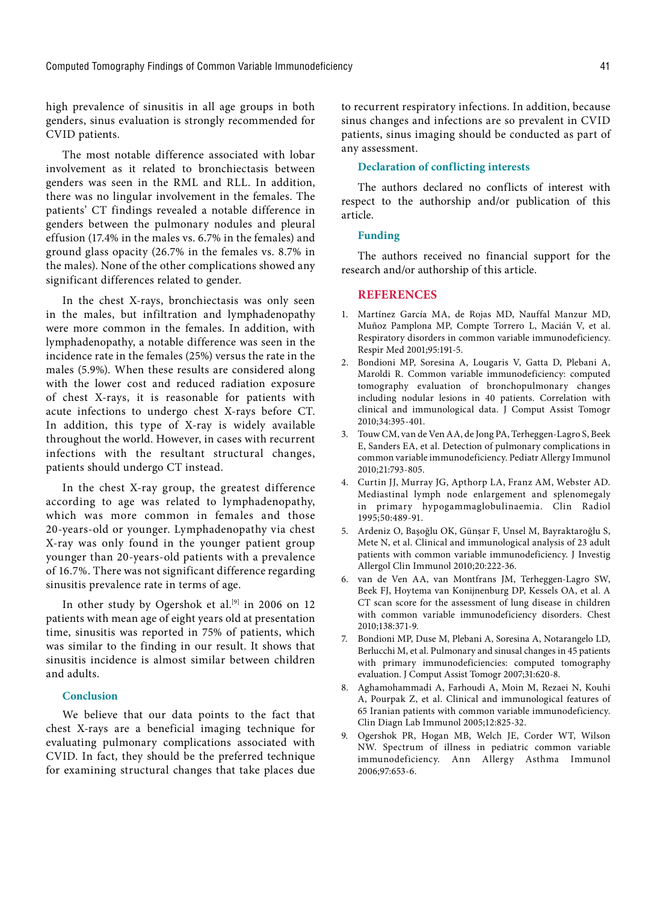high prevalence of sinusitis in all age groups in both genders, sinus evaluation is strongly recommended for CVID patients.

The most notable difference associated with lobar involvement as it related to bronchiectasis between genders was seen in the RML and RLL. In addition, there was no lingular involvement in the females. The patients' CT findings revealed a notable difference in genders between the pulmonary nodules and pleural effusion (17.4% in the males vs. 6.7% in the females) and ground glass opacity (26.7% in the females vs. 8.7% in the males). None of the other complications showed any significant differences related to gender.

In the chest X-rays, bronchiectasis was only seen in the males, but infiltration and lymphadenopathy were more common in the females. In addition, with lymphadenopathy, a notable difference was seen in the incidence rate in the females (25%) versus the rate in the males (5.9%). When these results are considered along with the lower cost and reduced radiation exposure of chest X-rays, it is reasonable for patients with acute infections to undergo chest X-rays before CT. In addition, this type of X-ray is widely available throughout the world. However, in cases with recurrent infections with the resultant structural changes, patients should undergo CT instead.

In the chest X-ray group, the greatest difference according to age was related to lymphadenopathy, which was more common in females and those 20-years-old or younger. Lymphadenopathy via chest X-ray was only found in the younger patient group younger than 20-years-old patients with a prevalence of 16.7%. There was not significant difference regarding sinusitis prevalence rate in terms of age.

In other study by Ogershok et al.[9] in 2006 on 12 patients with mean age of eight years old at presentation time, sinusitis was reported in 75% of patients, which was similar to the finding in our result. It shows that sinusitis incidence is almost similar between children and adults.

### Conclusion

We believe that our data points to the fact that chest X-rays are a beneficial imaging technique for evaluating pulmonary complications associated with CVID. In fact, they should be the preferred technique for examining structural changes that take places due to recurrent respiratory infections. In addition, because sinus changes and infections are so prevalent in CVID patients, sinus imaging should be conducted as part of any assessment.

### Declaration of conflicting interests

The authors declared no conflicts of interest with respect to the authorship and/or publication of this article.

### Funding

The authors received no financial support for the research and/or authorship of this article.

## REFERENCES

1. Martínez García MA, de Rojas MD, Nauffal Manzur MD, Muñoz Pamplona MP, Compte Torrero L, Macián V, et al. Respiratory disorders in common variable immunodeficiency. Respir Med 2001;95:191-5.
2. Bondioni MP, Soresina A, Lougaris V, Gatta D, Plebani A, Maroldi R. Common variable immunodeficiency: computed tomography evaluation of bronchopulmonary changes including nodular lesions in 40 patients. Correlation with clinical and immunological data. J Comput Assist Tomogr 2010;34:395-401.
3. Touw CM, van de Ven AA, de Jong PA, Terheggen-Lagro S, Beek E, Sanders EA, et al. Detection of pulmonary complications in common variable immunodeficiency. Pediatr Allergy Immunol 2010;21:793-805.
4. Curtin JJ, Murray JG, Apthorp LA, Franz AM, Webster AD. Mediastinal lymph node enlargement and splenomegaly in primary hypogammaglobulinaemia. Clin Radiol 1995;50:489-91.
5. Ardeniz O, Başoğlu OK, Günşar F, Unsel M, Bayraktaroğlu S, Mete N, et al. Clinical and immunological analysis of 23 adult patients with common variable immunodeficiency. J Investig Allergol Clin Immunol 2010;20:222-36.
6. van de Ven AA, van Montfrans JM, Terheggen-Lagro SW, Beek FJ, Hoytema van Konijnenburg DP, Kessels OA, et al. A CT scan score for the assessment of lung disease in children with common variable immunodeficiency disorders. Chest 2010;138:371-9.
7. Bondioni MP, Duse M, Plebani A, Soresina A, Notarangelo LD, Berlucchi M, et al. Pulmonary and sinusal changes in 45 patients with primary immunodeficiencies: computed tomography evaluation. J Comput Assist Tomogr 2007;31:620-8.
8. Aghamohammadi A, Farhoudi A, Moin M, Rezaei N, Kouhi A, Pourpak Z, et al. Clinical and immunological features of 65 Iranian patients with common variable immunodeficiency. Clin Diagn Lab Immunol 2005;12:825-32.
9. Ogershok PR, Hogan MB, Welch JE, Corder WT, Wilson NW. Spectrum of illness in pediatric common variable immunodeficiency. Ann Allergy Asthma Immunol 2006;97:653-6.